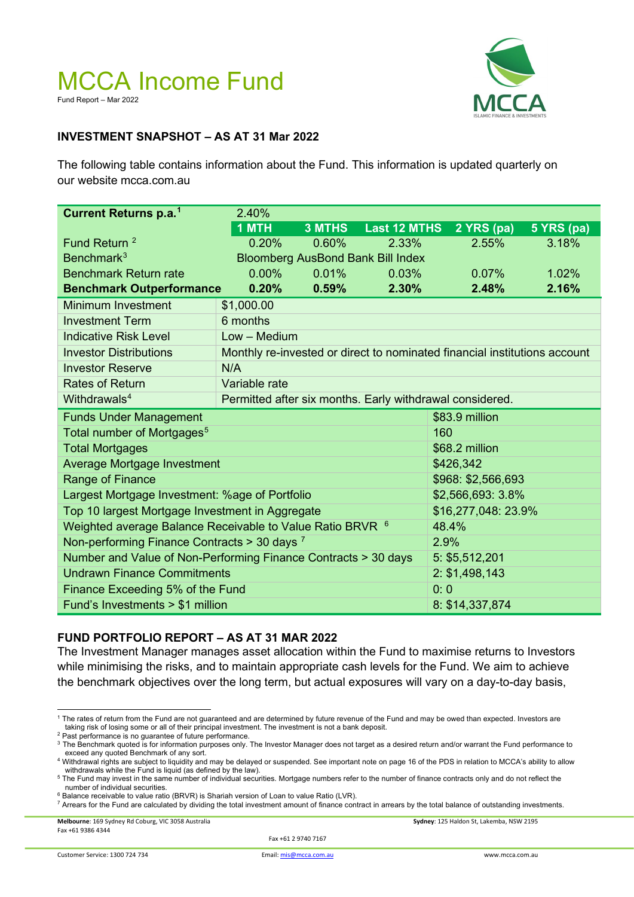# MCCA Income Fund

Fund Report – Mar 2022

## INVESTMENT SNAPSHOT – AS AT 31 Mar 2022

The following table contains information about the Fund. This information is updated quarterly on our website mcca.com.au

| **Current Returns p.a.**[1] | 2.40% | | | | |
|---|---|---|---|---|---|
| | **1 MTH** | **3 MTHS** | **Last 12 MTHS** | **2 YRS (pa)** | **5 YRS (pa)** |
| Fund Return [2] | 0.20% | 0.60% | 2.33% | 2.55% | 3.18% |
| Benchmark[3] | Bloomberg AusBond Bank Bill Index | | | | |
| Benchmark Return rate | 0.00% | 0.01% | 0.03% | 0.07% | 1.02% |
| **Benchmark Outperformance** | **0.20%** | **0.59%** | **2.30%** | **2.48%** | **2.16%** |

| | |
|---|---|
| Minimum Investment | $1,000.00 |
| Investment Term | 6 months |
| Indicative Risk Level | Low – Medium |
| Investor Distributions | Monthly re-invested or direct to nominated financial institutions account |
| Investor Reserve | N/A |
| Rates of Return | Variable rate |
| Withdrawals[4] | Permitted after six months. Early withdrawal considered. |

| | |
|---|---|
| Funds Under Management | $83.9 million |
| Total number of Mortgages[5] | 160 |
| Total Mortgages | $68.2 million |
| Average Mortgage Investment | $426,342 |
| Range of Finance | $968: $2,566,693 |
| Largest Mortgage Investment: %age of Portfolio | $2,566,693: 3.8% |
| Top 10 largest Mortgage Investment in Aggregate | $16,277,048: 23.9% |
| Weighted average Balance Receivable to Value Ratio BRVR [6] | 48.4% |
| Non-performing Finance Contracts > 30 days [7] | 2.9% |
| Number and Value of Non-Performing Finance Contracts > 30 days | 5: $5,512,201 |
| Undrawn Finance Commitments | 2: $1,498,143 |
| Finance Exceeding 5% of the Fund | 0: 0 |
| Fund's Investments > $1 million | 8: $14,337,874 |

## FUND PORTFOLIO REPORT – AS AT 31 MAR 2022

The Investment Manager manages asset allocation within the Fund to maximise returns to Investors while minimising the risks, and to maintain appropriate cash levels for the Fund. We aim to achieve the benchmark objectives over the long term, but actual exposures will vary on a day-to-day basis,

---

[1] The rates of return from the Fund are not guaranteed and are determined by future revenue of the Fund and may be owed than expected. Investors are taking risk of losing some or all of their principal investment. The investment is not a bank deposit.

[2] Past performance is no guarantee of future performance.

[3] The Benchmark quoted is for information purposes only. The Investor Manager does not target as a desired return and/or warrant the Fund performance to exceed any quoted Benchmark of any sort.

[4] Withdrawal rights are subject to liquidity and may be delayed or suspended. See important note on page 16 of the PDS in relation to MCCA's ability to allow withdrawals while the Fund is liquid (as defined by the law).

[5] The Fund may invest in the same number of individual securities. Mortgage numbers refer to the number of finance contracts only and do not reflect the number of individual securities.

[6] Balance receivable to value ratio (BRVR) is Shariah version of Loan to value Ratio (LVR).

[7] Arrears for the Fund are calculated by dividing the total investment amount of finance contract in arrears by the total balance of outstanding investments.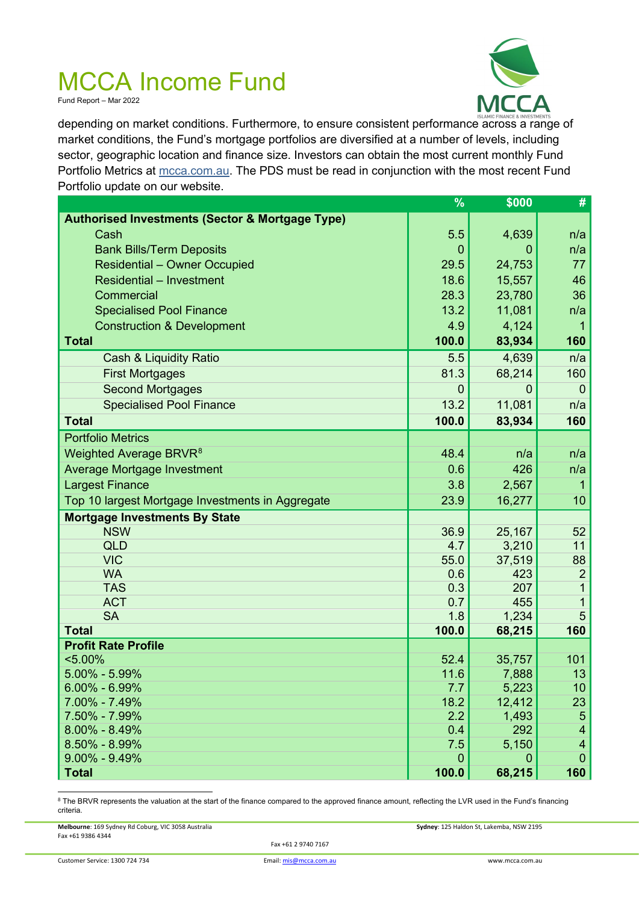depending on market conditions. Furthermore, to ensure consistent performance across a range of market conditions, the Fund's mortgage portfolios are diversified at a number of levels, including sector, geographic location and finance size. Investors can obtain the most current monthly Fund Portfolio Metrics at mcca.com.au. The PDS must be read in conjunction with the most recent Fund Portfolio update on our website.

| | % | $000 | # |
|---|---|---|---|
| **Authorised Investments (Sector & Mortgage Type)** | | | |
| Cash | 5.5 | 4,639 | n/a |
| Bank Bills/Term Deposits | 0 | 0 | n/a |
| Residential – Owner Occupied | 29.5 | 24,753 | 77 |
| Residential – Investment | 18.6 | 15,557 | 46 |
| Commercial | 28.3 | 23,780 | 36 |
| Specialised Pool Finance | 13.2 | 11,081 | n/a |
| Construction & Development | 4.9 | 4,124 | 1 |
| **Total** | **100.0** | **83,934** | **160** |
| Cash & Liquidity Ratio | 5.5 | 4,639 | n/a |
| First Mortgages | 81.3 | 68,214 | 160 |
| Second Mortgages | 0 | 0 | 0 |
| Specialised Pool Finance | 13.2 | 11,081 | n/a |
| **Total** | **100.0** | **83,934** | **160** |
| Portfolio Metrics | | | |
| Weighted Average BRVR[8] | 48.4 | n/a | n/a |
| Average Mortgage Investment | 0.6 | 426 | n/a |
| Largest Finance | 3.8 | 2,567 | 1 |
| Top 10 largest Mortgage Investments in Aggregate | 23.9 | 16,277 | 10 |
| **Mortgage Investments By State** | | | |
| NSW | 36.9 | 25,167 | 52 |
| QLD | 4.7 | 3,210 | 11 |
| VIC | 55.0 | 37,519 | 88 |
| WA | 0.6 | 423 | 2 |
| TAS | 0.3 | 207 | 1 |
| ACT | 0.7 | 455 | 1 |
| SA | 1.8 | 1,234 | 5 |
| **Total** | **100.0** | **68,215** | **160** |
| **Profit Rate Profile** | | | |
| <5.00% | 52.4 | 35,757 | 101 |
| 5.00% - 5.99% | 11.6 | 7,888 | 13 |
| 6.00% - 6.99% | 7.7 | 5,223 | 10 |
| 7.00% - 7.49% | 18.2 | 12,412 | 23 |
| 7.50% - 7.99% | 2.2 | 1,493 | 5 |
| 8.00% - 8.49% | 0.4 | 292 | 4 |
| 8.50% - 8.99% | 7.5 | 5,150 | 4 |
| 9.00% - 9.49% | 0 | 0 | 0 |
| **Total** | **100.0** | **68,215** | **160** |

[8] The BRVR represents the valuation at the start of the finance compared to the approved finance amount, reflecting the LVR used in the Fund's financing criteria.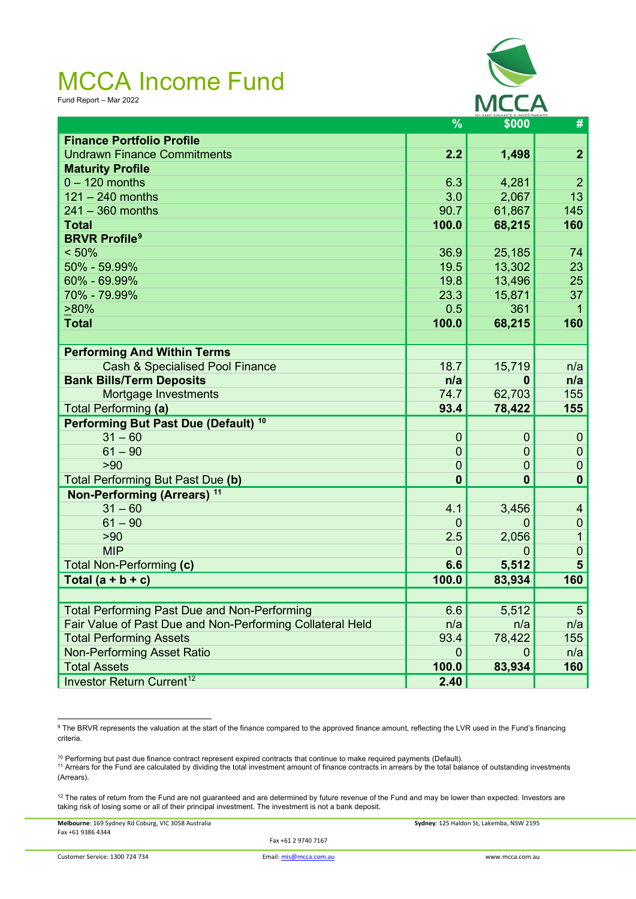# MCCA Income Fund

Fund Report – Mar 2022

| | % | $000 | # |
|---|---|---|---|
| **Finance Portfolio Profile** | | | |
| Undrawn Finance Commitments | **2.2** | **1,498** | **2** |
| **Maturity Profile** | | | |
| 0 – 120 months | 6.3 | 4,281 | 2 |
| 121 – 240 months | 3.0 | 2,067 | 13 |
| 241 – 360 months | 90.7 | 61,867 | 145 |
| **Total** | **100.0** | **68,215** | **160** |
| **BRVR Profile**[9] | | | |
| < 50% | 36.9 | 25,185 | 74 |
| 50% - 59.99% | 19.5 | 13,302 | 23 |
| 60% - 69.99% | 19.8 | 13,496 | 25 |
| 70% - 79.99% | 23.3 | 15,871 | 37 |
| >80% | 0.5 | 361 | 1 |
| **Total** | **100.0** | **68,215** | **160** |
| | | | |
| **Performing And Within Terms** | | | |
| Cash & Specialised Pool Finance | 18.7 | 15,719 | n/a |
| **Bank Bills/Term Deposits** | **n/a** | **0** | **n/a** |
| Mortgage Investments | 74.7 | 62,703 | 155 |
| Total Performing **(a)** | **93.4** | **78,422** | **155** |
| **Performing But Past Due (Default)** [10] | | | |
| 31 – 60 | 0 | 0 | 0 |
| 61 – 90 | 0 | 0 | 0 |
| >90 | 0 | 0 | 0 |
| Total Performing But Past Due **(b)** | **0** | **0** | **0** |
| **Non-Performing (Arrears)** [11] | | | |
| 31 – 60 | 4.1 | 3,456 | 4 |
| 61 – 90 | 0 | 0 | 0 |
| >90 | 2.5 | 2,056 | 1 |
| MIP | 0 | 0 | 0 |
| Total Non-Performing **(c)** | **6.6** | **5,512** | **5** |
| **Total (a + b + c)** | **100.0** | **83,934** | **160** |
| | | | |
| Total Performing Past Due and Non-Performing | 6.6 | 5,512 | 5 |
| Fair Value of Past Due and Non-Performing Collateral Held | n/a | n/a | n/a |
| Total Performing Assets | 93.4 | 78,422 | 155 |
| Non-Performing Asset Ratio | 0 | 0 | n/a |
| Total Assets | **100.0** | **83,934** | **160** |
| Investor Return Current[12] | **2.40** | | |

[9] The BRVR represents the valuation at the start of the finance compared to the approved finance amount, reflecting the LVR used in the Fund's financing criteria.

[10] Performing but past due finance contract represent expired contracts that continue to make required payments (Default).

[11] Arrears for the Fund are calculated by dividing the total investment amount of finance contracts in arrears by the total balance of outstanding investments (Arrears).

[12] The rates of return from the Fund are not guaranteed and are determined by future revenue of the Fund and may be lower than expected. Investors are taking risk of losing some or all of their principal investment. The investment is not a bank deposit.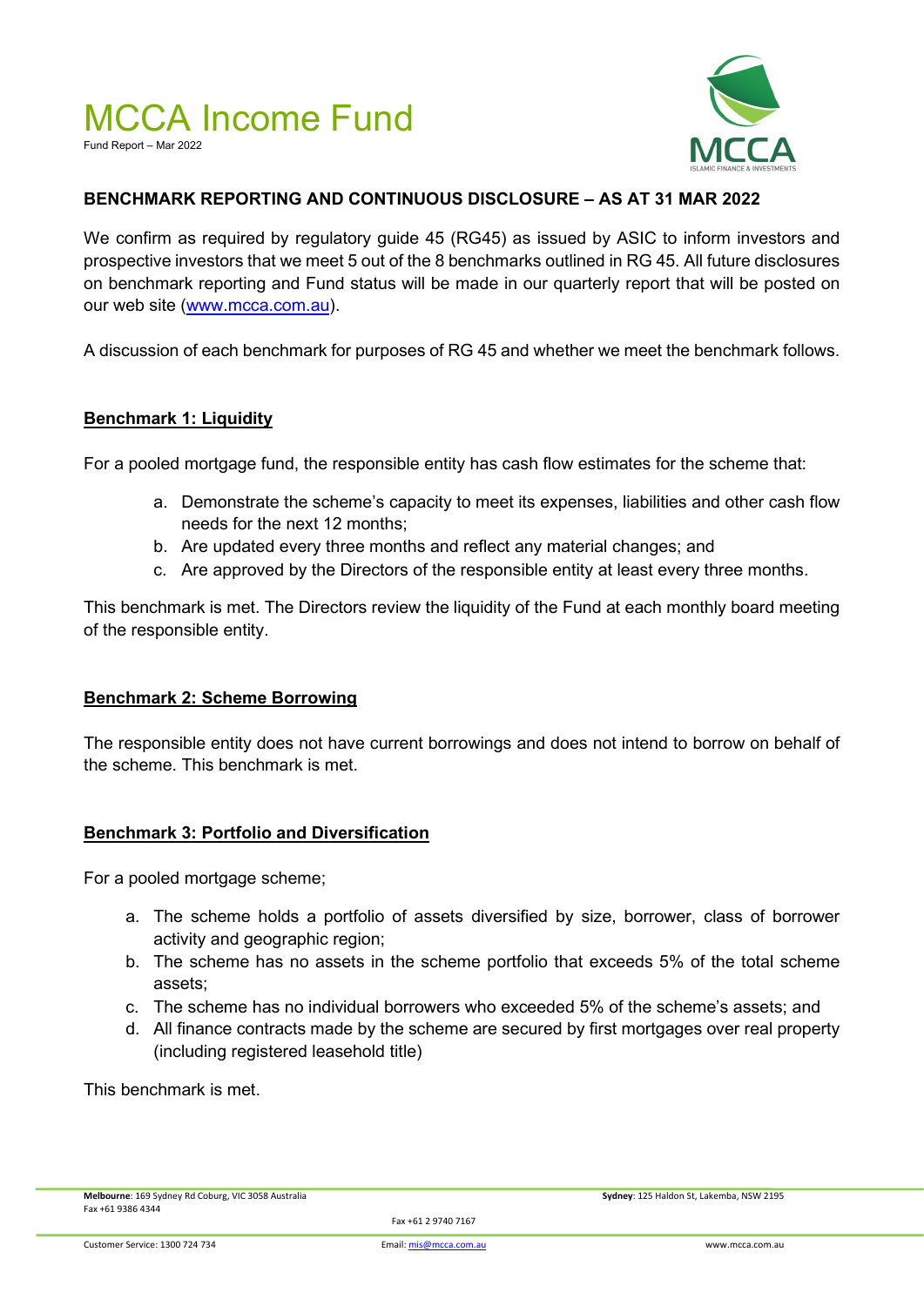# MCCA Income Fund

Fund Report – Mar 2022

## BENCHMARK REPORTING AND CONTINUOUS DISCLOSURE – AS AT 31 MAR 2022

We confirm as required by regulatory guide 45 (RG45) as issued by ASIC to inform investors and prospective investors that we meet 5 out of the 8 benchmarks outlined in RG 45. All future disclosures on benchmark reporting and Fund status will be made in our quarterly report that will be posted on our web site (www.mcca.com.au).

A discussion of each benchmark for purposes of RG 45 and whether we meet the benchmark follows.

### Benchmark 1: Liquidity

For a pooled mortgage fund, the responsible entity has cash flow estimates for the scheme that:

a. Demonstrate the scheme's capacity to meet its expenses, liabilities and other cash flow needs for the next 12 months;
b. Are updated every three months and reflect any material changes; and
c. Are approved by the Directors of the responsible entity at least every three months.

This benchmark is met. The Directors review the liquidity of the Fund at each monthly board meeting of the responsible entity.

### Benchmark 2: Scheme Borrowing

The responsible entity does not have current borrowings and does not intend to borrow on behalf of the scheme. This benchmark is met.

### Benchmark 3: Portfolio and Diversification

For a pooled mortgage scheme;

a. The scheme holds a portfolio of assets diversified by size, borrower, class of borrower activity and geographic region;
b. The scheme has no assets in the scheme portfolio that exceeds 5% of the total scheme assets;
c. The scheme has no individual borrowers who exceeded 5% of the scheme's assets; and
d. All finance contracts made by the scheme are secured by first mortgages over real property (including registered leasehold title)

This benchmark is met.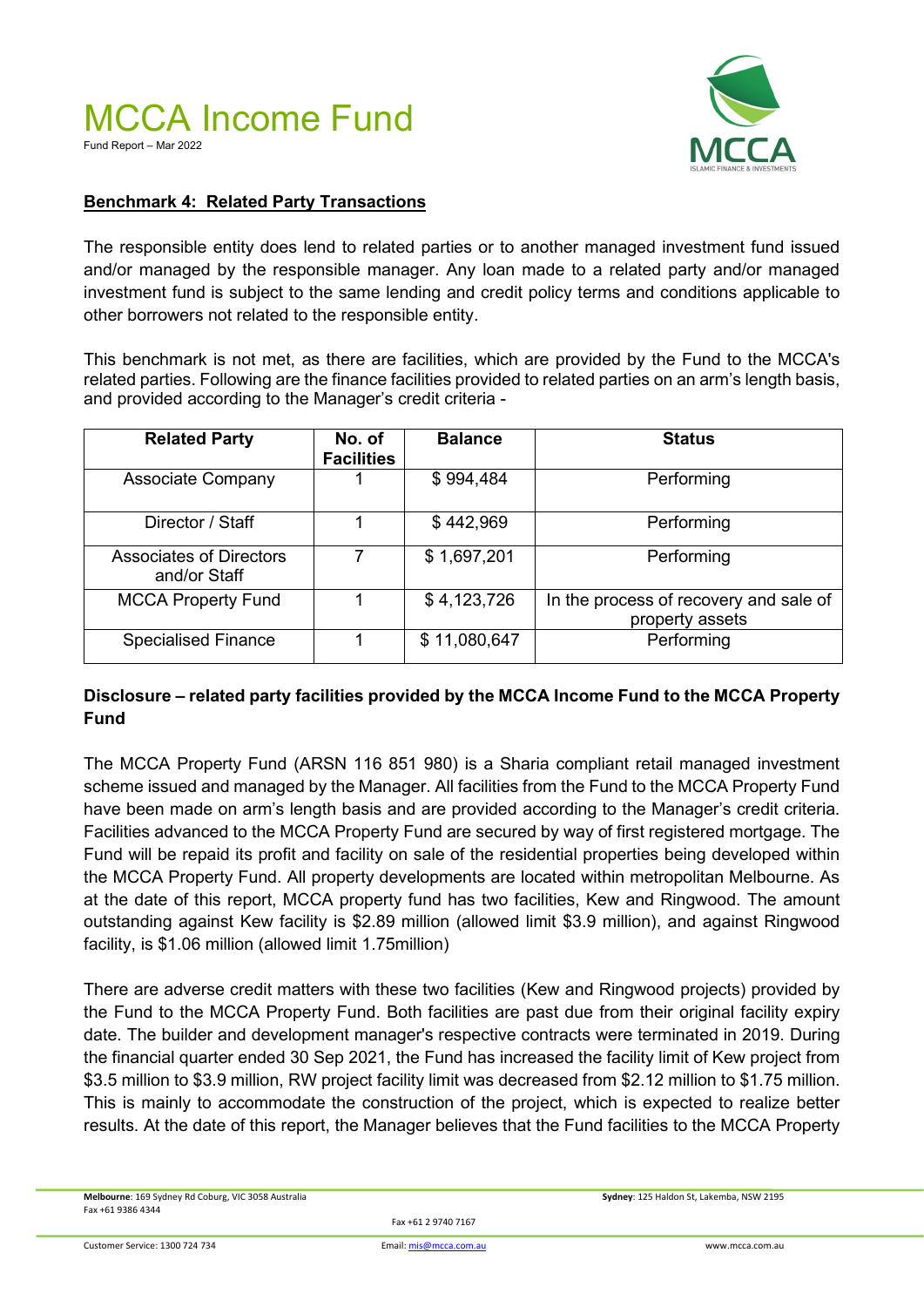## Benchmark 4: Related Party Transactions

The responsible entity does lend to related parties or to another managed investment fund issued and/or managed by the responsible manager. Any loan made to a related party and/or managed investment fund is subject to the same lending and credit policy terms and conditions applicable to other borrowers not related to the responsible entity.

This benchmark is not met, as there are facilities, which are provided by the Fund to the MCCA's related parties. Following are the finance facilities provided to related parties on an arm's length basis, and provided according to the Manager's credit criteria -

| Related Party | No. of Facilities | Balance | Status |
|---|---|---|---|
| Associate Company | 1 | $ 994,484 | Performing |
| Director / Staff | 1 | $ 442,969 | Performing |
| Associates of Directors and/or Staff | 7 | $ 1,697,201 | Performing |
| MCCA Property Fund | 1 | $ 4,123,726 | In the process of recovery and sale of property assets |
| Specialised Finance | 1 | $ 11,080,647 | Performing |

### Disclosure – related party facilities provided by the MCCA Income Fund to the MCCA Property Fund

The MCCA Property Fund (ARSN 116 851 980) is a Sharia compliant retail managed investment scheme issued and managed by the Manager. All facilities from the Fund to the MCCA Property Fund have been made on arm's length basis and are provided according to the Manager's credit criteria. Facilities advanced to the MCCA Property Fund are secured by way of first registered mortgage. The Fund will be repaid its profit and facility on sale of the residential properties being developed within the MCCA Property Fund. All property developments are located within metropolitan Melbourne. As at the date of this report, MCCA property fund has two facilities, Kew and Ringwood. The amount outstanding against Kew facility is $2.89 million (allowed limit $3.9 million), and against Ringwood facility, is $1.06 million (allowed limit 1.75million)

There are adverse credit matters with these two facilities (Kew and Ringwood projects) provided by the Fund to the MCCA Property Fund. Both facilities are past due from their original facility expiry date. The builder and development manager's respective contracts were terminated in 2019. During the financial quarter ended 30 Sep 2021, the Fund has increased the facility limit of Kew project from $3.5 million to $3.9 million, RW project facility limit was decreased from $2.12 million to $1.75 million. This is mainly to accommodate the construction of the project, which is expected to realize better results. At the date of this report, the Manager believes that the Fund facilities to the MCCA Property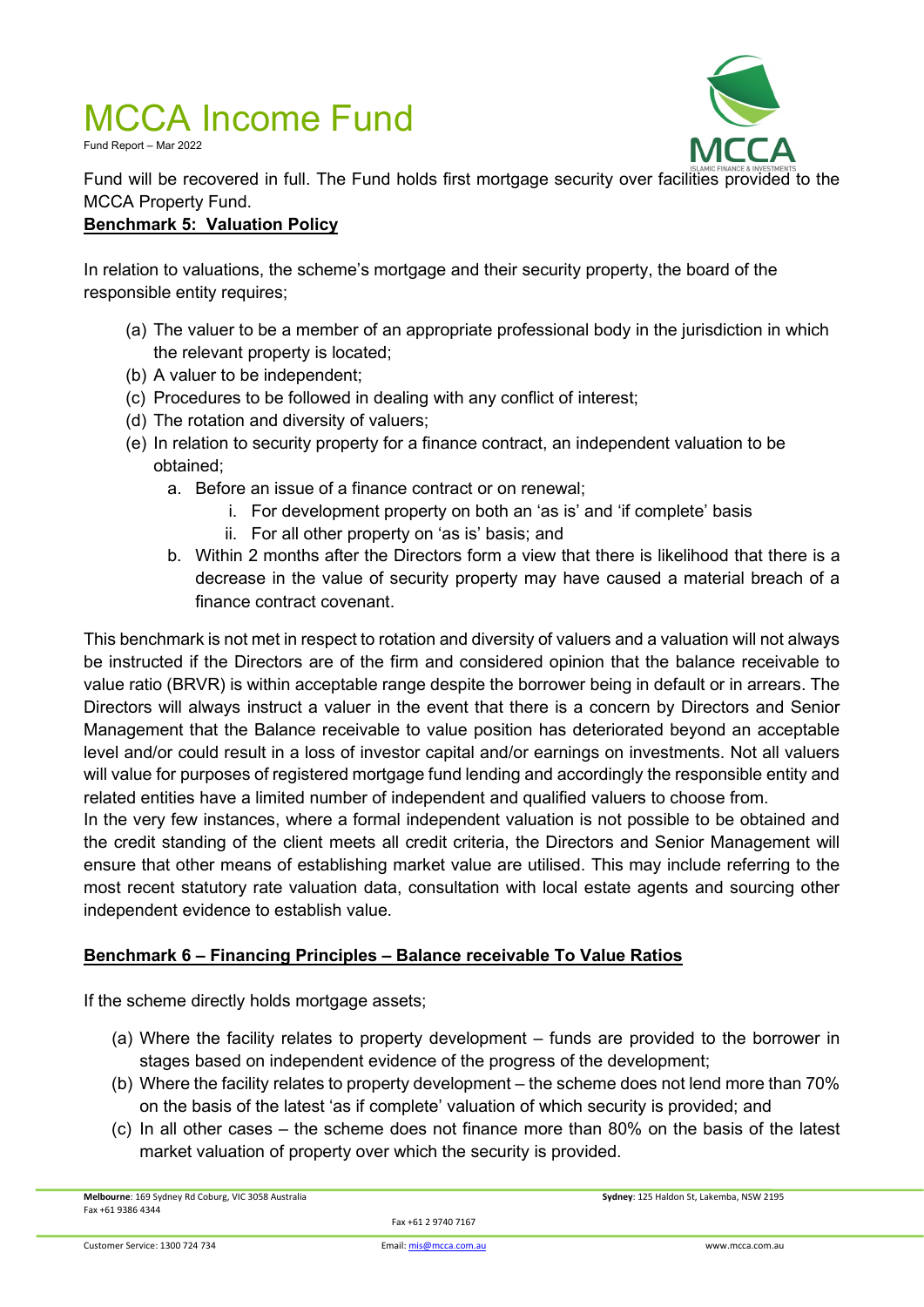Fund will be recovered in full. The Fund holds first mortgage security over facilities provided to the MCCA Property Fund.

**Benchmark 5: Valuation Policy**

In relation to valuations, the scheme's mortgage and their security property, the board of the responsible entity requires;

(a) The valuer to be a member of an appropriate professional body in the jurisdiction in which the relevant property is located;
(b) A valuer to be independent;
(c) Procedures to be followed in dealing with any conflict of interest;
(d) The rotation and diversity of valuers;
(e) In relation to security property for a finance contract, an independent valuation to be obtained;
   a. Before an issue of a finance contract or on renewal;
      i. For development property on both an 'as is' and 'if complete' basis
      ii. For all other property on 'as is' basis; and
   b. Within 2 months after the Directors form a view that there is likelihood that there is a decrease in the value of security property may have caused a material breach of a finance contract covenant.

This benchmark is not met in respect to rotation and diversity of valuers and a valuation will not always be instructed if the Directors are of the firm and considered opinion that the balance receivable to value ratio (BRVR) is within acceptable range despite the borrower being in default or in arrears. The Directors will always instruct a valuer in the event that there is a concern by Directors and Senior Management that the Balance receivable to value position has deteriorated beyond an acceptable level and/or could result in a loss of investor capital and/or earnings on investments. Not all valuers will value for purposes of registered mortgage fund lending and accordingly the responsible entity and related entities have a limited number of independent and qualified valuers to choose from.

In the very few instances, where a formal independent valuation is not possible to be obtained and the credit standing of the client meets all credit criteria, the Directors and Senior Management will ensure that other means of establishing market value are utilised. This may include referring to the most recent statutory rate valuation data, consultation with local estate agents and sourcing other independent evidence to establish value.

**Benchmark 6 – Financing Principles – Balance receivable To Value Ratios**

If the scheme directly holds mortgage assets;

(a) Where the facility relates to property development – funds are provided to the borrower in stages based on independent evidence of the progress of the development;
(b) Where the facility relates to property development – the scheme does not lend more than 70% on the basis of the latest 'as if complete' valuation of which security is provided; and
(c) In all other cases – the scheme does not finance more than 80% on the basis of the latest market valuation of property over which the security is provided.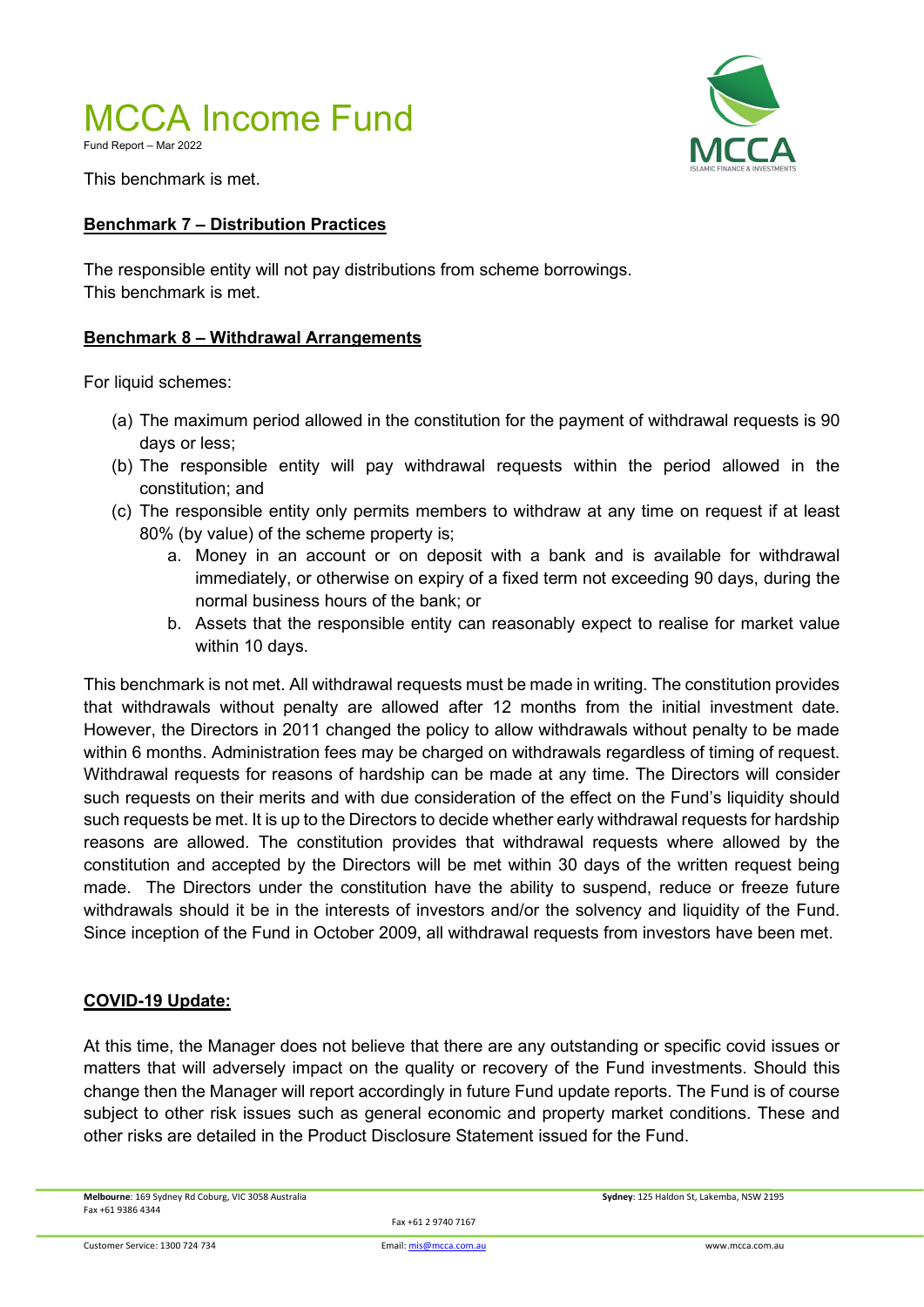This benchmark is met.

**Benchmark 7 – Distribution Practices**

The responsible entity will not pay distributions from scheme borrowings.
This benchmark is met.

**Benchmark 8 – Withdrawal Arrangements**

For liquid schemes:

(a) The maximum period allowed in the constitution for the payment of withdrawal requests is 90 days or less;
(b) The responsible entity will pay withdrawal requests within the period allowed in the constitution; and
(c) The responsible entity only permits members to withdraw at any time on request if at least 80% (by value) of the scheme property is;
   a. Money in an account or on deposit with a bank and is available for withdrawal immediately, or otherwise on expiry of a fixed term not exceeding 90 days, during the normal business hours of the bank; or
   b. Assets that the responsible entity can reasonably expect to realise for market value within 10 days.

This benchmark is not met. All withdrawal requests must be made in writing. The constitution provides that withdrawals without penalty are allowed after 12 months from the initial investment date. However, the Directors in 2011 changed the policy to allow withdrawals without penalty to be made within 6 months. Administration fees may be charged on withdrawals regardless of timing of request. Withdrawal requests for reasons of hardship can be made at any time. The Directors will consider such requests on their merits and with due consideration of the effect on the Fund's liquidity should such requests be met. It is up to the Directors to decide whether early withdrawal requests for hardship reasons are allowed. The constitution provides that withdrawal requests where allowed by the constitution and accepted by the Directors will be met within 30 days of the written request being made. The Directors under the constitution have the ability to suspend, reduce or freeze future withdrawals should it be in the interests of investors and/or the solvency and liquidity of the Fund. Since inception of the Fund in October 2009, all withdrawal requests from investors have been met.

**COVID-19 Update:**

At this time, the Manager does not believe that there are any outstanding or specific covid issues or matters that will adversely impact on the quality or recovery of the Fund investments. Should this change then the Manager will report accordingly in future Fund update reports. The Fund is of course subject to other risk issues such as general economic and property market conditions. These and other risks are detailed in the Product Disclosure Statement issued for the Fund.